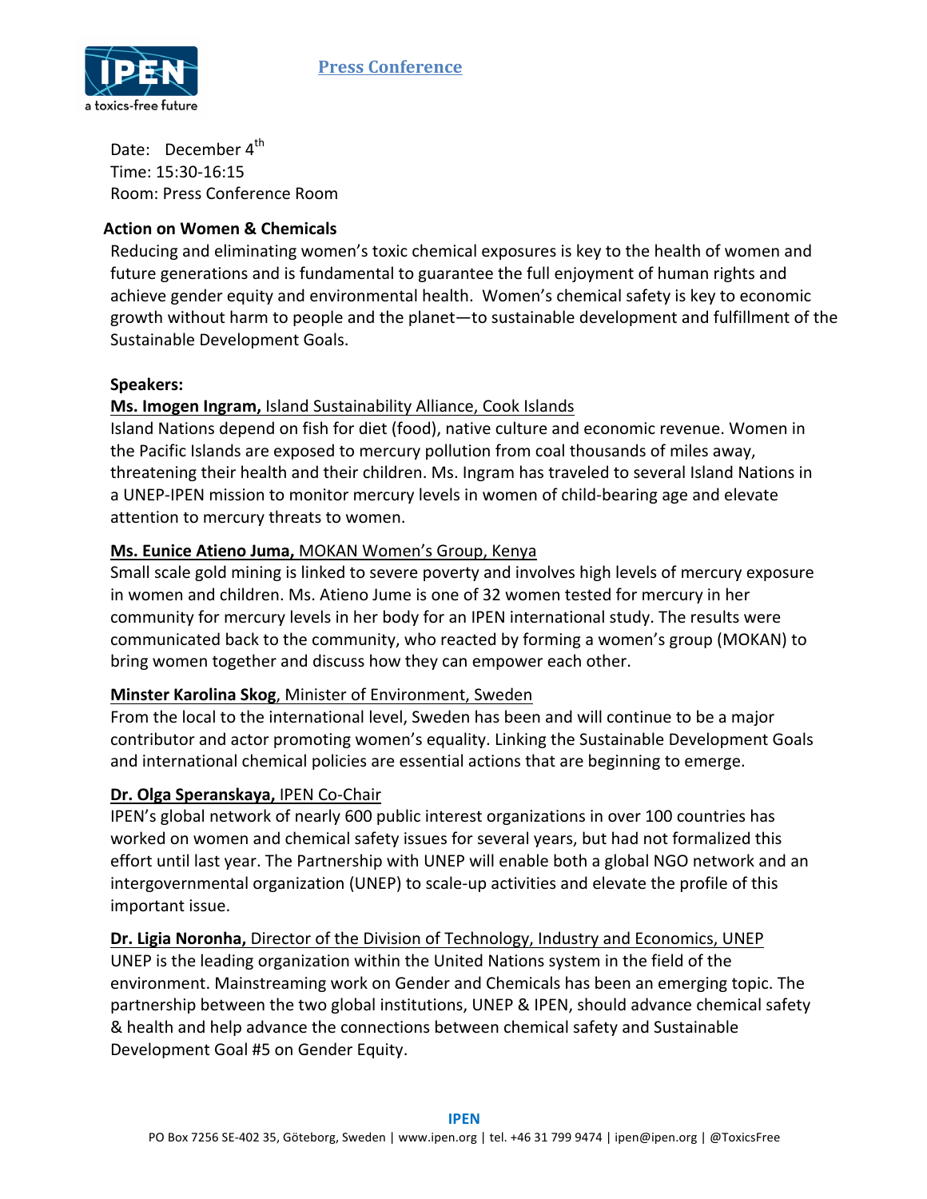# Press Conference

Date: December 4th
Time: 15:30-16:15
Room: Press Conference Room

## Action on Women & Chemicals

Reducing and eliminating women's toxic chemical exposures is key to the health of women and future generations and is fundamental to guarantee the full enjoyment of human rights and achieve gender equity and environmental health. Women's chemical safety is key to economic growth without harm to people and the planet—to sustainable development and fulfillment of the Sustainable Development Goals.

**Speakers:**

**Ms. Imogen Ingram,** Island Sustainability Alliance, Cook Islands
Island Nations depend on fish for diet (food), native culture and economic revenue. Women in the Pacific Islands are exposed to mercury pollution from coal thousands of miles away, threatening their health and their children. Ms. Ingram has traveled to several Island Nations in a UNEP-IPEN mission to monitor mercury levels in women of child-bearing age and elevate attention to mercury threats to women.

**Ms. Eunice Atieno Juma,** MOKAN Women's Group, Kenya
Small scale gold mining is linked to severe poverty and involves high levels of mercury exposure in women and children. Ms. Atieno Jume is one of 32 women tested for mercury in her community for mercury levels in her body for an IPEN international study. The results were communicated back to the community, who reacted by forming a women's group (MOKAN) to bring women together and discuss how they can empower each other.

**Minster Karolina Skog**, Minister of Environment, Sweden
From the local to the international level, Sweden has been and will continue to be a major contributor and actor promoting women's equality. Linking the Sustainable Development Goals and international chemical policies are essential actions that are beginning to emerge.

**Dr. Olga Speranskaya,** IPEN Co-Chair
IPEN's global network of nearly 600 public interest organizations in over 100 countries has worked on women and chemical safety issues for several years, but had not formalized this effort until last year. The Partnership with UNEP will enable both a global NGO network and an intergovernmental organization (UNEP) to scale-up activities and elevate the profile of this important issue.

**Dr. Ligia Noronha,** Director of the Division of Technology, Industry and Economics, UNEP
UNEP is the leading organization within the United Nations system in the field of the environment. Mainstreaming work on Gender and Chemicals has been an emerging topic. The partnership between the two global institutions, UNEP & IPEN, should advance chemical safety & health and help advance the connections between chemical safety and Sustainable Development Goal #5 on Gender Equity.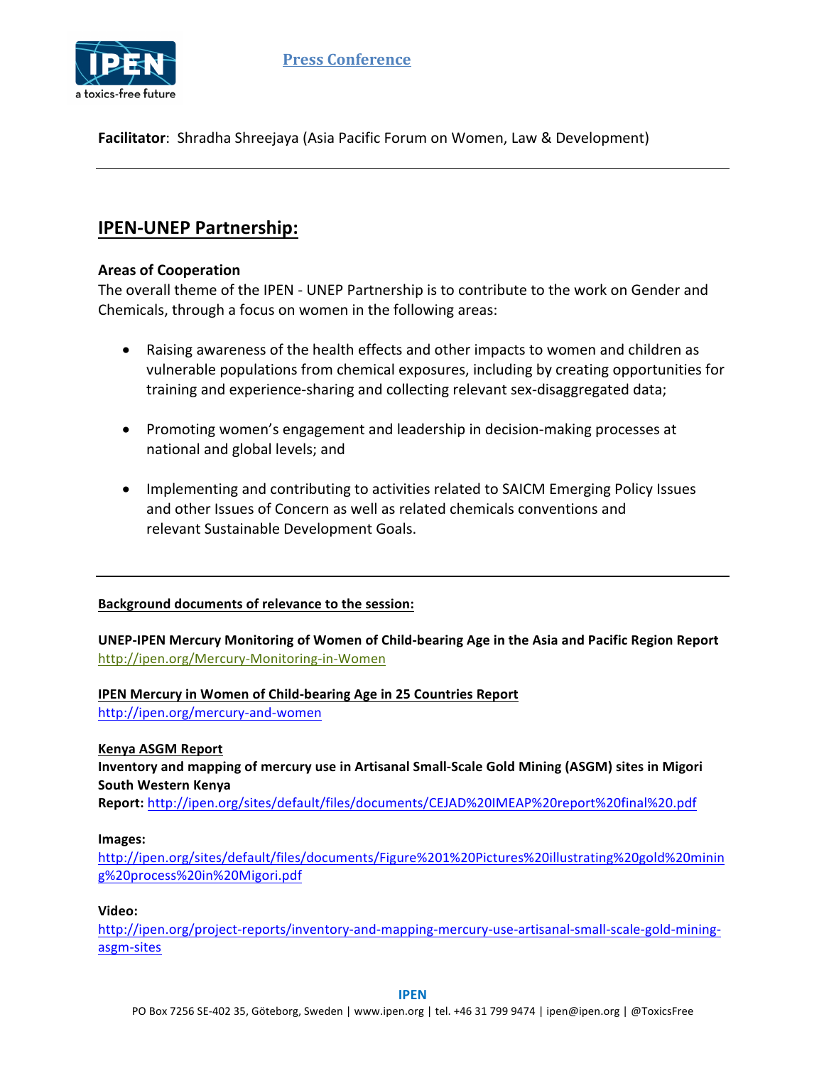**Press Conference**

**Facilitator**: Shradha Shreejaya (Asia Pacific Forum on Women, Law & Development)

---

## IPEN-UNEP Partnership:

**Areas of Cooperation**

The overall theme of the IPEN - UNEP Partnership is to contribute to the work on Gender and Chemicals, through a focus on women in the following areas:

- Raising awareness of the health effects and other impacts to women and children as vulnerable populations from chemical exposures, including by creating opportunities for training and experience-sharing and collecting relevant sex-disaggregated data;
- Promoting women's engagement and leadership in decision-making processes at national and global levels; and
- Implementing and contributing to activities related to SAICM Emerging Policy Issues and other Issues of Concern as well as related chemicals conventions and relevant Sustainable Development Goals.

---

**Background documents of relevance to the session:**

**UNEP-IPEN Mercury Monitoring of Women of Child-bearing Age in the Asia and Pacific Region Report**
http://ipen.org/Mercury-Monitoring-in-Women

**IPEN Mercury in Women of Child-bearing Age in 25 Countries Report**
http://ipen.org/mercury-and-women

**Kenya ASGM Report**
**Inventory and mapping of mercury use in Artisanal Small-Scale Gold Mining (ASGM) sites in Migori South Western Kenya**
**Report:** http://ipen.org/sites/default/files/documents/CEJAD%20IMEAP%20report%20final%20.pdf

**Images:**
http://ipen.org/sites/default/files/documents/Figure%201%20Pictures%20illustrating%20gold%20mining%20process%20in%20Migori.pdf

**Video:**
http://ipen.org/project-reports/inventory-and-mapping-mercury-use-artisanal-small-scale-gold-mining-asgm-sites